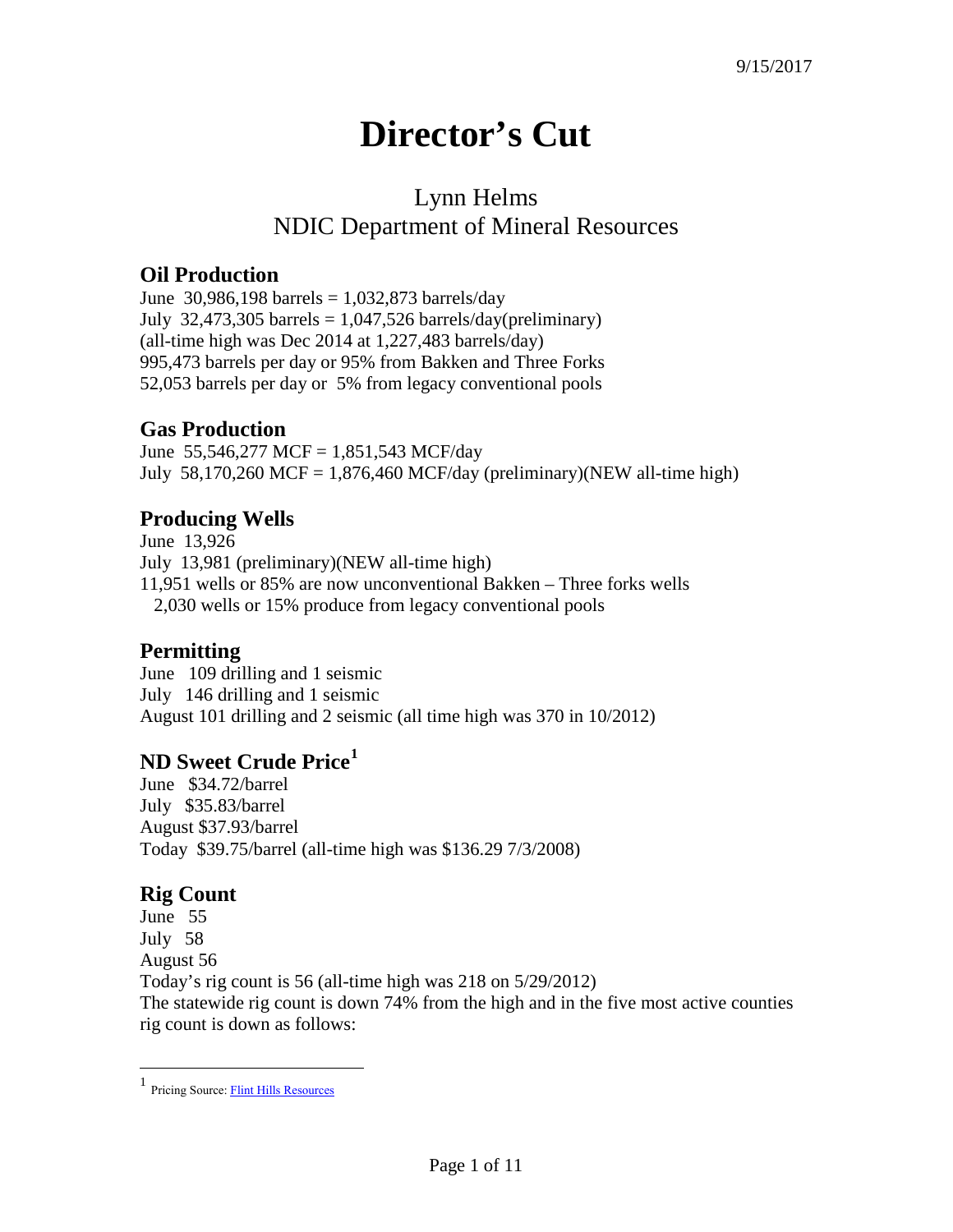9/15/2017

# Director's Cut

## Lynn Helms
## NDIC Department of Mineral Resources

### Oil Production

June 30,986,198 barrels = 1,032,873 barrels/day
July 32,473,305 barrels = 1,047,526 barrels/day(preliminary)
(all-time high was Dec 2014 at 1,227,483 barrels/day)
995,473 barrels per day or 95% from Bakken and Three Forks
52,053 barrels per day or 5% from legacy conventional pools

### Gas Production

June 55,546,277 MCF = 1,851,543 MCF/day
July 58,170,260 MCF = 1,876,460 MCF/day (preliminary)(NEW all-time high)

### Producing Wells

June 13,926
July 13,981 (preliminary)(NEW all-time high)
11,951 wells or 85% are now unconventional Bakken – Three forks wells
2,030 wells or 15% produce from legacy conventional pools

### Permitting

June 109 drilling and 1 seismic
July 146 drilling and 1 seismic
August 101 drilling and 2 seismic (all time high was 370 in 10/2012)

### ND Sweet Crude Price[1]

June $34.72/barrel
July $35.83/barrel
August $37.93/barrel
Today $39.75/barrel (all-time high was $136.29 7/3/2008)

### Rig Count

June 55
July 58
August 56
Today's rig count is 56 (all-time high was 218 on 5/29/2012)
The statewide rig count is down 74% from the high and in the five most active counties rig count is down as follows:

[1] Pricing Source: Flint Hills Resources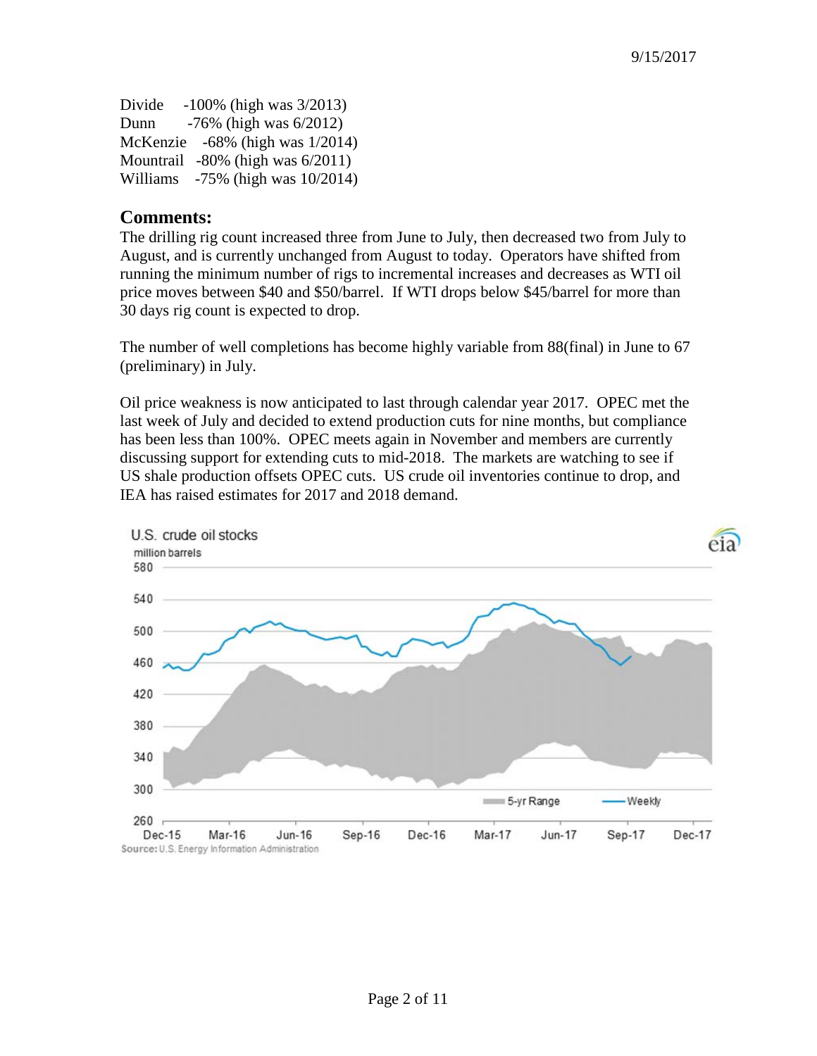Divide -100% (high was 3/2013)
Dunn -76% (high was 6/2012)
McKenzie -68% (high was 1/2014)
Mountrail -80% (high was 6/2011)
Williams -75% (high was 10/2014)

## Comments:

The drilling rig count increased three from June to July, then decreased two from July to August, and is currently unchanged from August to today. Operators have shifted from running the minimum number of rigs to incremental increases and decreases as WTI oil price moves between $40 and $50/barrel. If WTI drops below $45/barrel for more than 30 days rig count is expected to drop.

The number of well completions has become highly variable from 88(final) in June to 67 (preliminary) in July.

Oil price weakness is now anticipated to last through calendar year 2017. OPEC met the last week of July and decided to extend production cuts for nine months, but compliance has been less than 100%. OPEC meets again in November and members are currently discussing support for extending cuts to mid-2018. The markets are watching to see if US shale production offsets OPEC cuts. US crude oil inventories continue to drop, and IEA has raised estimates for 2017 and 2018 demand.

U.S. crude oil stocks
million barrels

Source: U.S. Energy Information Administration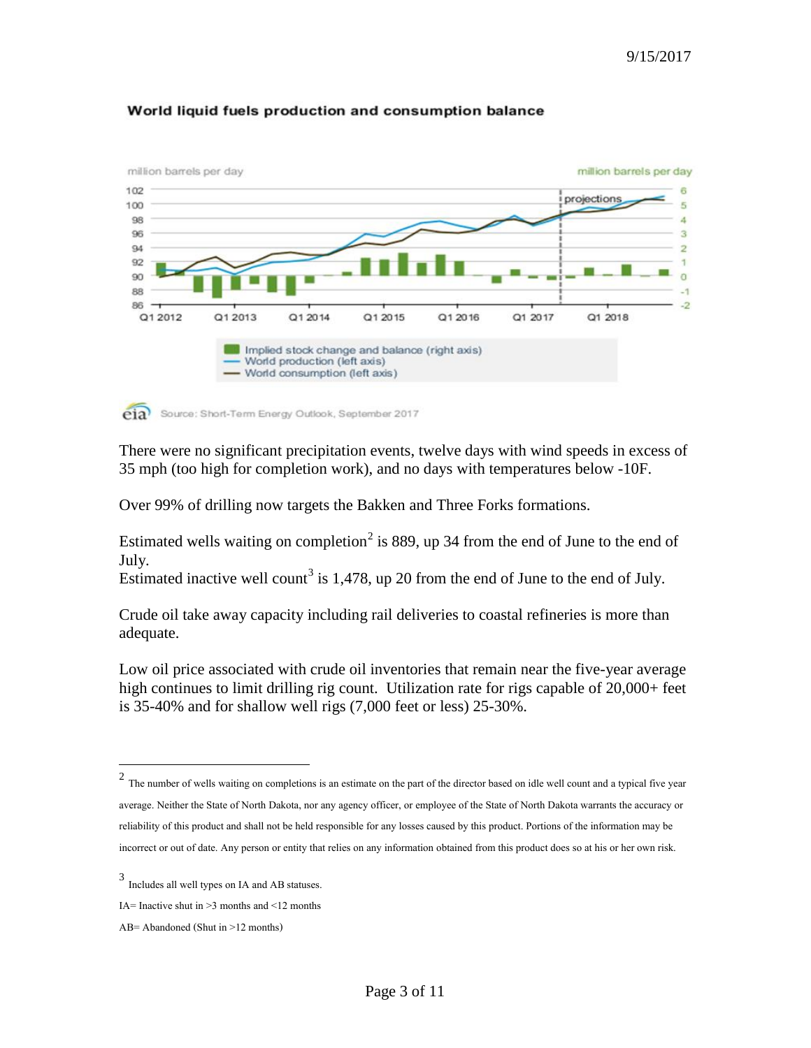There were no significant precipitation events, twelve days with wind speeds in excess of 35 mph (too high for completion work), and no days with temperatures below -10F.

Over 99% of drilling now targets the Bakken and Three Forks formations.

Estimated wells waiting on completion[2] is 889, up 34 from the end of June to the end of July.
Estimated inactive well count[3] is 1,478, up 20 from the end of June to the end of July.

Crude oil take away capacity including rail deliveries to coastal refineries is more than adequate.

Low oil price associated with crude oil inventories that remain near the five-year average high continues to limit drilling rig count. Utilization rate for rigs capable of 20,000+ feet is 35-40% and for shallow well rigs (7,000 feet or less) 25-30%.

---

[2] The number of wells waiting on completions is an estimate on the part of the director based on idle well count and a typical five year average. Neither the State of North Dakota, nor any agency officer, or employee of the State of North Dakota warrants the accuracy or reliability of this product and shall not be held responsible for any losses caused by this product. Portions of the information may be incorrect or out of date. Any person or entity that relies on any information obtained from this product does so at his or her own risk.

[3] Includes all well types on IA and AB statuses.

IA= Inactive shut in >3 months and <12 months

AB= Abandoned (Shut in >12 months)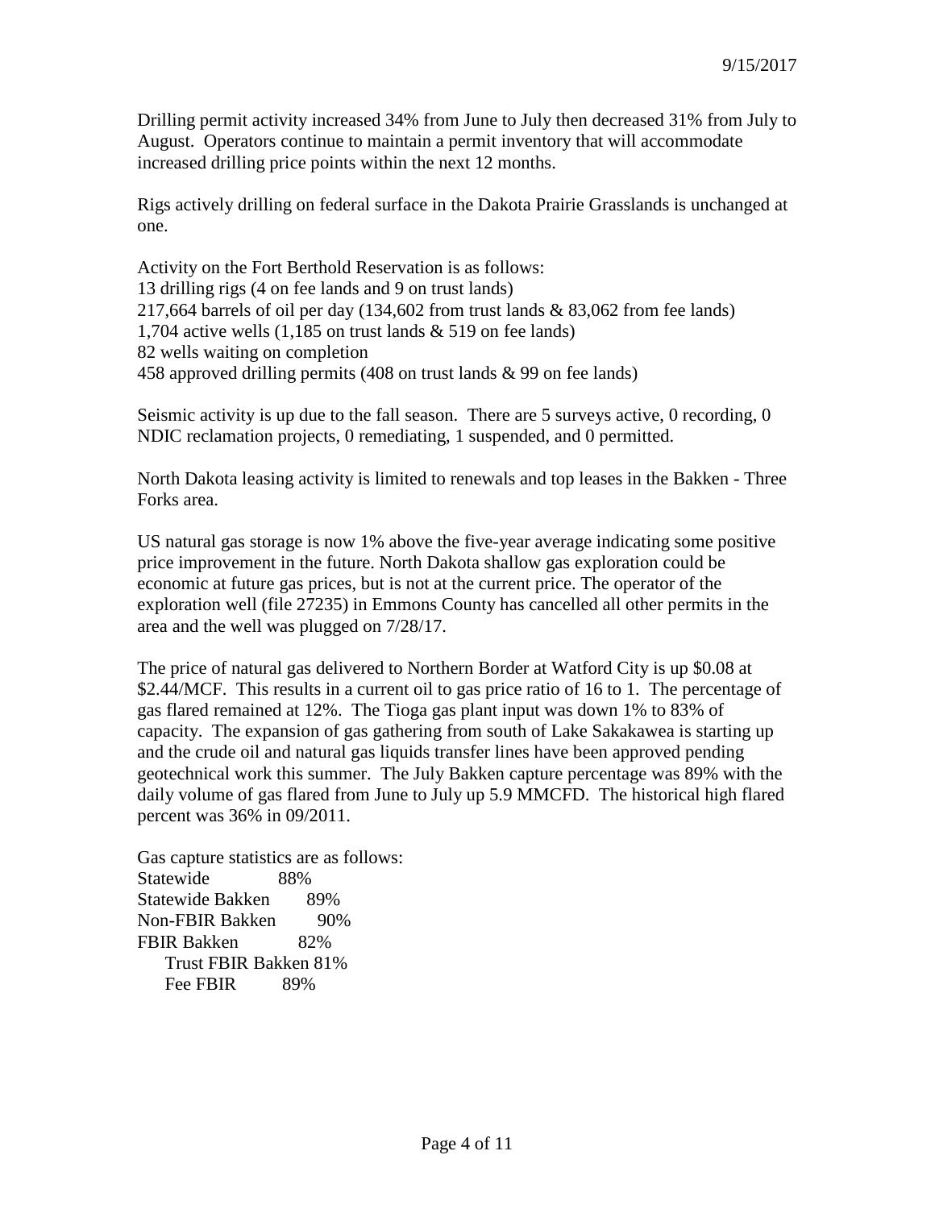9/15/2017

Drilling permit activity increased 34% from June to July then decreased 31% from July to August. Operators continue to maintain a permit inventory that will accommodate increased drilling price points within the next 12 months.

Rigs actively drilling on federal surface in the Dakota Prairie Grasslands is unchanged at one.

Activity on the Fort Berthold Reservation is as follows:
13 drilling rigs (4 on fee lands and 9 on trust lands)
217,664 barrels of oil per day (134,602 from trust lands & 83,062 from fee lands)
1,704 active wells (1,185 on trust lands & 519 on fee lands)
82 wells waiting on completion
458 approved drilling permits (408 on trust lands & 99 on fee lands)

Seismic activity is up due to the fall season. There are 5 surveys active, 0 recording, 0 NDIC reclamation projects, 0 remediating, 1 suspended, and 0 permitted.

North Dakota leasing activity is limited to renewals and top leases in the Bakken - Three Forks area.

US natural gas storage is now 1% above the five-year average indicating some positive price improvement in the future. North Dakota shallow gas exploration could be economic at future gas prices, but is not at the current price. The operator of the exploration well (file 27235) in Emmons County has cancelled all other permits in the area and the well was plugged on 7/28/17.

The price of natural gas delivered to Northern Border at Watford City is up $0.08 at $2.44/MCF. This results in a current oil to gas price ratio of 16 to 1. The percentage of gas flared remained at 12%. The Tioga gas plant input was down 1% to 83% of capacity. The expansion of gas gathering from south of Lake Sakakawea is starting up and the crude oil and natural gas liquids transfer lines have been approved pending geotechnical work this summer. The July Bakken capture percentage was 89% with the daily volume of gas flared from June to July up 5.9 MMCFD. The historical high flared percent was 36% in 09/2011.

Gas capture statistics are as follows:
Statewide 88%
Statewide Bakken 89%
Non-FBIR Bakken 90%
FBIR Bakken 82%
  Trust FBIR Bakken 81%
  Fee FBIR 89%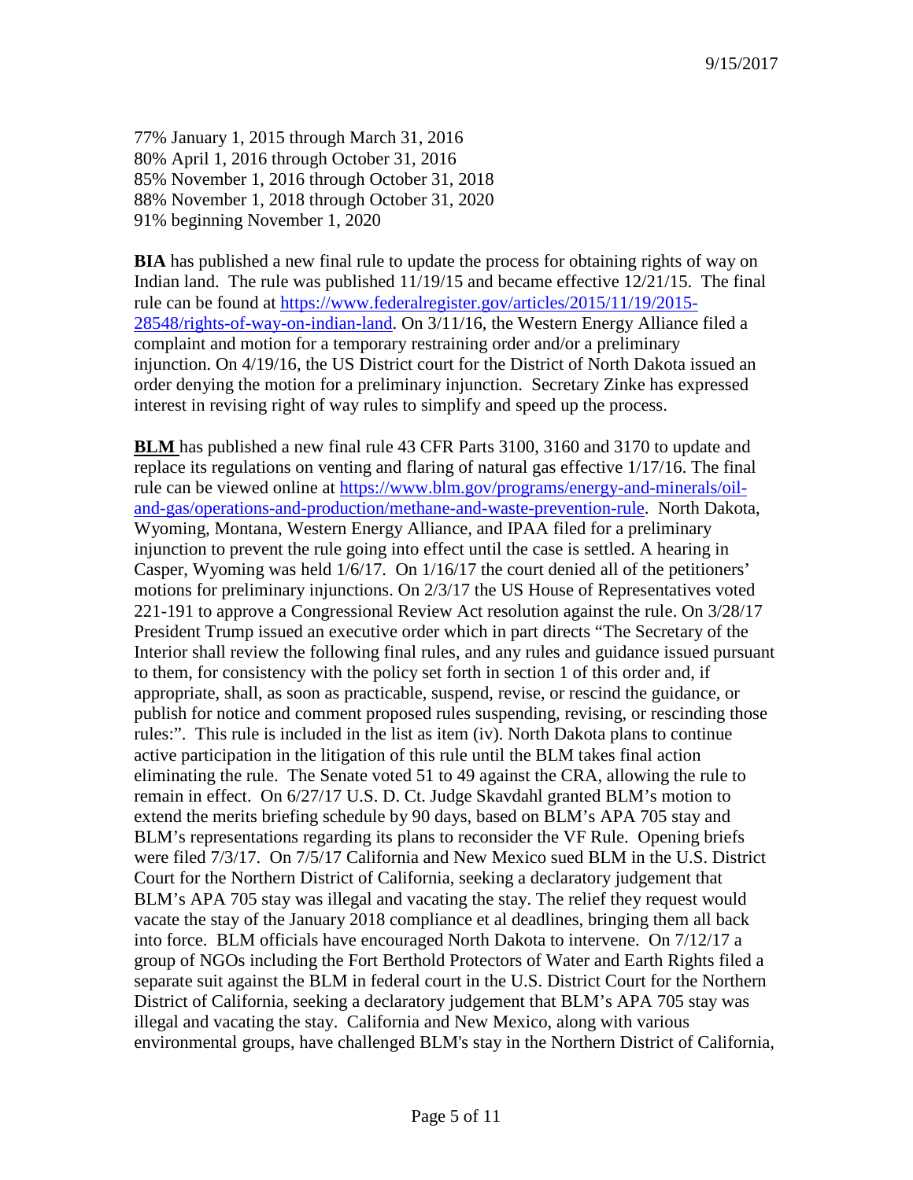77% January 1, 2015 through March 31, 2016
80% April 1, 2016 through October 31, 2016
85% November 1, 2016 through October 31, 2018
88% November 1, 2018 through October 31, 2020
91% beginning November 1, 2020

**BIA** has published a new final rule to update the process for obtaining rights of way on Indian land. The rule was published 11/19/15 and became effective 12/21/15. The final rule can be found at https://www.federalregister.gov/articles/2015/11/19/2015-28548/rights-of-way-on-indian-land. On 3/11/16, the Western Energy Alliance filed a complaint and motion for a temporary restraining order and/or a preliminary injunction. On 4/19/16, the US District court for the District of North Dakota issued an order denying the motion for a preliminary injunction. Secretary Zinke has expressed interest in revising right of way rules to simplify and speed up the process.

**BLM** has published a new final rule 43 CFR Parts 3100, 3160 and 3170 to update and replace its regulations on venting and flaring of natural gas effective 1/17/16. The final rule can be viewed online at https://www.blm.gov/programs/energy-and-minerals/oil-and-gas/operations-and-production/methane-and-waste-prevention-rule. North Dakota, Wyoming, Montana, Western Energy Alliance, and IPAA filed for a preliminary injunction to prevent the rule going into effect until the case is settled. A hearing in Casper, Wyoming was held 1/6/17. On 1/16/17 the court denied all of the petitioners' motions for preliminary injunctions. On 2/3/17 the US House of Representatives voted 221-191 to approve a Congressional Review Act resolution against the rule. On 3/28/17 President Trump issued an executive order which in part directs "The Secretary of the Interior shall review the following final rules, and any rules and guidance issued pursuant to them, for consistency with the policy set forth in section 1 of this order and, if appropriate, shall, as soon as practicable, suspend, revise, or rescind the guidance, or publish for notice and comment proposed rules suspending, revising, or rescinding those rules:". This rule is included in the list as item (iv). North Dakota plans to continue active participation in the litigation of this rule until the BLM takes final action eliminating the rule. The Senate voted 51 to 49 against the CRA, allowing the rule to remain in effect. On 6/27/17 U.S. D. Ct. Judge Skavdahl granted BLM's motion to extend the merits briefing schedule by 90 days, based on BLM's APA 705 stay and BLM's representations regarding its plans to reconsider the VF Rule. Opening briefs were filed 7/3/17. On 7/5/17 California and New Mexico sued BLM in the U.S. District Court for the Northern District of California, seeking a declaratory judgement that BLM's APA 705 stay was illegal and vacating the stay. The relief they request would vacate the stay of the January 2018 compliance et al deadlines, bringing them all back into force. BLM officials have encouraged North Dakota to intervene. On 7/12/17 a group of NGOs including the Fort Berthold Protectors of Water and Earth Rights filed a separate suit against the BLM in federal court in the U.S. District Court for the Northern District of California, seeking a declaratory judgement that BLM's APA 705 stay was illegal and vacating the stay. California and New Mexico, along with various environmental groups, have challenged BLM's stay in the Northern District of California,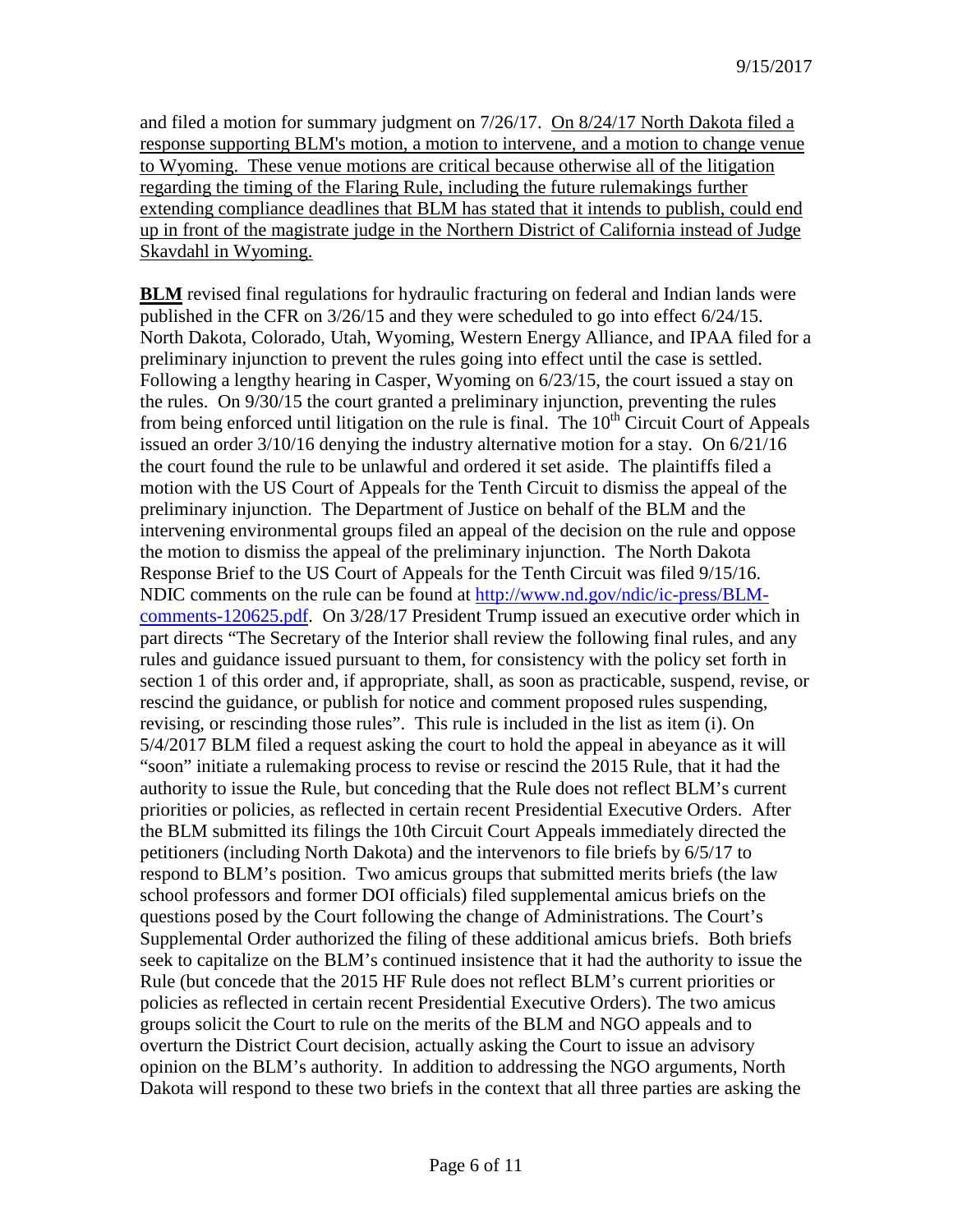and filed a motion for summary judgment on 7/26/17. <u>On 8/24/17 North Dakota filed a response supporting BLM's motion, a motion to intervene, and a motion to change venue to Wyoming. These venue motions are critical because otherwise all of the litigation regarding the timing of the Flaring Rule, including the future rulemakings further extending compliance deadlines that BLM has stated that it intends to publish, could end up in front of the magistrate judge in the Northern District of California instead of Judge Skavdahl in Wyoming.</u>

**<u>BLM</u>** revised final regulations for hydraulic fracturing on federal and Indian lands were published in the CFR on 3/26/15 and they were scheduled to go into effect 6/24/15. North Dakota, Colorado, Utah, Wyoming, Western Energy Alliance, and IPAA filed for a preliminary injunction to prevent the rules going into effect until the case is settled. Following a lengthy hearing in Casper, Wyoming on 6/23/15, the court issued a stay on the rules. On 9/30/15 the court granted a preliminary injunction, preventing the rules from being enforced until litigation on the rule is final. The 10th Circuit Court of Appeals issued an order 3/10/16 denying the industry alternative motion for a stay. On 6/21/16 the court found the rule to be unlawful and ordered it set aside. The plaintiffs filed a motion with the US Court of Appeals for the Tenth Circuit to dismiss the appeal of the preliminary injunction. The Department of Justice on behalf of the BLM and the intervening environmental groups filed an appeal of the decision on the rule and oppose the motion to dismiss the appeal of the preliminary injunction. The North Dakota Response Brief to the US Court of Appeals for the Tenth Circuit was filed 9/15/16. NDIC comments on the rule can be found at [http://www.nd.gov/ndic/ic-press/BLM-comments-120625.pdf](http://www.nd.gov/ndic/ic-press/BLM-comments-120625.pdf). On 3/28/17 President Trump issued an executive order which in part directs "The Secretary of the Interior shall review the following final rules, and any rules and guidance issued pursuant to them, for consistency with the policy set forth in section 1 of this order and, if appropriate, shall, as soon as practicable, suspend, revise, or rescind the guidance, or publish for notice and comment proposed rules suspending, revising, or rescinding those rules". This rule is included in the list as item (i). On 5/4/2017 BLM filed a request asking the court to hold the appeal in abeyance as it will "soon" initiate a rulemaking process to revise or rescind the 2015 Rule, that it had the authority to issue the Rule, but conceding that the Rule does not reflect BLM's current priorities or policies, as reflected in certain recent Presidential Executive Orders. After the BLM submitted its filings the 10th Circuit Court Appeals immediately directed the petitioners (including North Dakota) and the intervenors to file briefs by 6/5/17 to respond to BLM's position. Two amicus groups that submitted merits briefs (the law school professors and former DOI officials) filed supplemental amicus briefs on the questions posed by the Court following the change of Administrations. The Court's Supplemental Order authorized the filing of these additional amicus briefs. Both briefs seek to capitalize on the BLM's continued insistence that it had the authority to issue the Rule (but concede that the 2015 HF Rule does not reflect BLM's current priorities or policies as reflected in certain recent Presidential Executive Orders). The two amicus groups solicit the Court to rule on the merits of the BLM and NGO appeals and to overturn the District Court decision, actually asking the Court to issue an advisory opinion on the BLM's authority. In addition to addressing the NGO arguments, North Dakota will respond to these two briefs in the context that all three parties are asking the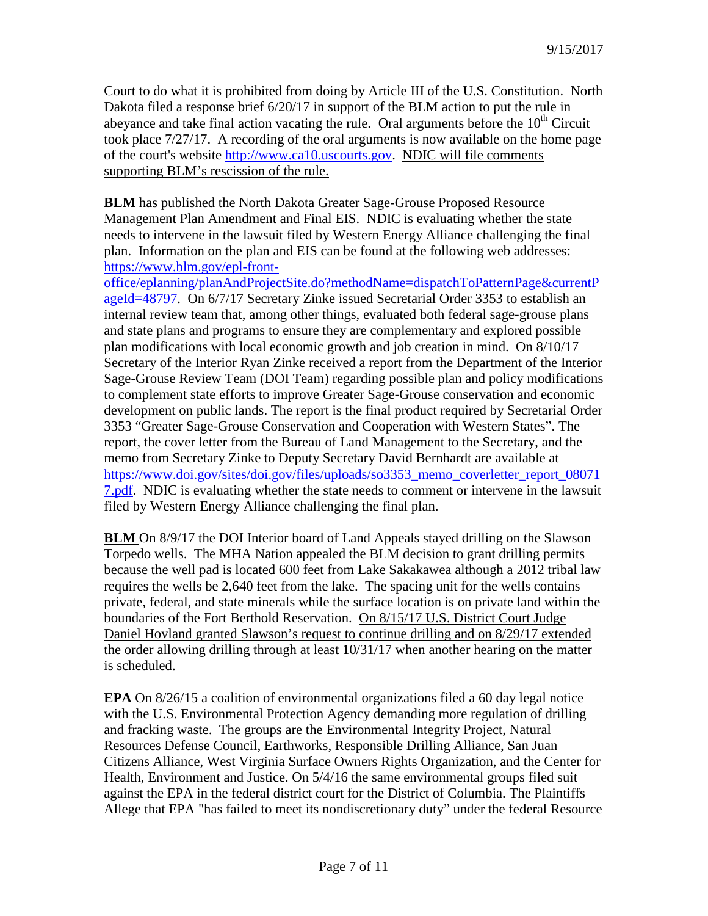Court to do what it is prohibited from doing by Article III of the U.S. Constitution. North Dakota filed a response brief 6/20/17 in support of the BLM action to put the rule in abeyance and take final action vacating the rule. Oral arguments before the 10th Circuit took place 7/27/17. A recording of the oral arguments is now available on the home page of the court's website http://www.ca10.uscourts.gov. <u>NDIC will file comments supporting BLM's rescission of the rule.</u>

**BLM** has published the North Dakota Greater Sage-Grouse Proposed Resource Management Plan Amendment and Final EIS. NDIC is evaluating whether the state needs to intervene in the lawsuit filed by Western Energy Alliance challenging the final plan. Information on the plan and EIS can be found at the following web addresses: https://www.blm.gov/epl-front-office/eplanning/planAndProjectSite.do?methodName=dispatchToPatternPage&currentPageId=48797. On 6/7/17 Secretary Zinke issued Secretarial Order 3353 to establish an internal review team that, among other things, evaluated both federal sage-grouse plans and state plans and programs to ensure they are complementary and explored possible plan modifications with local economic growth and job creation in mind. On 8/10/17 Secretary of the Interior Ryan Zinke received a report from the Department of the Interior Sage-Grouse Review Team (DOI Team) regarding possible plan and policy modifications to complement state efforts to improve Greater Sage-Grouse conservation and economic development on public lands. The report is the final product required by Secretarial Order 3353 "Greater Sage-Grouse Conservation and Cooperation with Western States". The report, the cover letter from the Bureau of Land Management to the Secretary, and the memo from Secretary Zinke to Deputy Secretary David Bernhardt are available at https://www.doi.gov/sites/doi.gov/files/uploads/so3353_memo_coverletter_report_080717.pdf. NDIC is evaluating whether the state needs to comment or intervene in the lawsuit filed by Western Energy Alliance challenging the final plan.

**<u>BLM</u>** On 8/9/17 the DOI Interior board of Land Appeals stayed drilling on the Slawson Torpedo wells. The MHA Nation appealed the BLM decision to grant drilling permits because the well pad is located 600 feet from Lake Sakakawea although a 2012 tribal law requires the wells be 2,640 feet from the lake. The spacing unit for the wells contains private, federal, and state minerals while the surface location is on private land within the boundaries of the Fort Berthold Reservation. <u>On 8/15/17 U.S. District Court Judge Daniel Hovland granted Slawson's request to continue drilling and on 8/29/17 extended the order allowing drilling through at least 10/31/17 when another hearing on the matter is scheduled.</u>

**EPA** On 8/26/15 a coalition of environmental organizations filed a 60 day legal notice with the U.S. Environmental Protection Agency demanding more regulation of drilling and fracking waste. The groups are the Environmental Integrity Project, Natural Resources Defense Council, Earthworks, Responsible Drilling Alliance, San Juan Citizens Alliance, West Virginia Surface Owners Rights Organization, and the Center for Health, Environment and Justice. On 5/4/16 the same environmental groups filed suit against the EPA in the federal district court for the District of Columbia. The Plaintiffs Allege that EPA "has failed to meet its nondiscretionary duty" under the federal Resource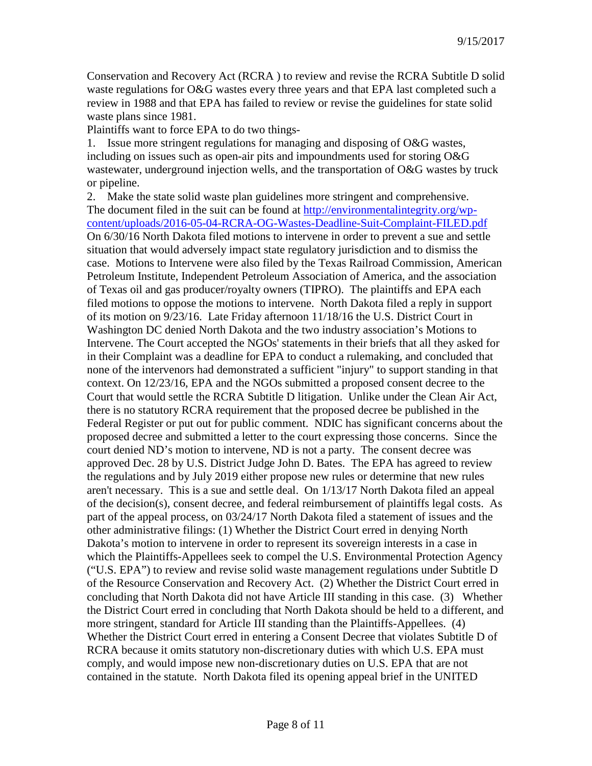Conservation and Recovery Act (RCRA ) to review and revise the RCRA Subtitle D solid waste regulations for O&G wastes every three years and that EPA last completed such a review in 1988 and that EPA has failed to review or revise the guidelines for state solid waste plans since 1981.

Plaintiffs want to force EPA to do two things-

1. Issue more stringent regulations for managing and disposing of O&G wastes, including on issues such as open-air pits and impoundments used for storing O&G wastewater, underground injection wells, and the transportation of O&G wastes by truck or pipeline.
2. Make the state solid waste plan guidelines more stringent and comprehensive.

The document filed in the suit can be found at [http://environmentalintegrity.org/wp-content/uploads/2016-05-04-RCRA-OG-Wastes-Deadline-Suit-Complaint-FILED.pdf](http://environmentalintegrity.org/wp-content/uploads/2016-05-04-RCRA-OG-Wastes-Deadline-Suit-Complaint-FILED.pdf)

On 6/30/16 North Dakota filed motions to intervene in order to prevent a sue and settle situation that would adversely impact state regulatory jurisdiction and to dismiss the case. Motions to Intervene were also filed by the Texas Railroad Commission, American Petroleum Institute, Independent Petroleum Association of America, and the association of Texas oil and gas producer/royalty owners (TIPRO). The plaintiffs and EPA each filed motions to oppose the motions to intervene. North Dakota filed a reply in support of its motion on 9/23/16. Late Friday afternoon 11/18/16 the U.S. District Court in Washington DC denied North Dakota and the two industry association's Motions to Intervene. The Court accepted the NGOs' statements in their briefs that all they asked for in their Complaint was a deadline for EPA to conduct a rulemaking, and concluded that none of the intervenors had demonstrated a sufficient "injury" to support standing in that context. On 12/23/16, EPA and the NGOs submitted a proposed consent decree to the Court that would settle the RCRA Subtitle D litigation. Unlike under the Clean Air Act, there is no statutory RCRA requirement that the proposed decree be published in the Federal Register or put out for public comment. NDIC has significant concerns about the proposed decree and submitted a letter to the court expressing those concerns. Since the court denied ND's motion to intervene, ND is not a party. The consent decree was approved Dec. 28 by U.S. District Judge John D. Bates. The EPA has agreed to review the regulations and by July 2019 either propose new rules or determine that new rules aren't necessary. This is a sue and settle deal. On 1/13/17 North Dakota filed an appeal of the decision(s), consent decree, and federal reimbursement of plaintiffs legal costs. As part of the appeal process, on 03/24/17 North Dakota filed a statement of issues and the other administrative filings: (1) Whether the District Court erred in denying North Dakota's motion to intervene in order to represent its sovereign interests in a case in which the Plaintiffs-Appellees seek to compel the U.S. Environmental Protection Agency ("U.S. EPA") to review and revise solid waste management regulations under Subtitle D of the Resource Conservation and Recovery Act. (2) Whether the District Court erred in concluding that North Dakota did not have Article III standing in this case. (3) Whether the District Court erred in concluding that North Dakota should be held to a different, and more stringent, standard for Article III standing than the Plaintiffs-Appellees. (4) Whether the District Court erred in entering a Consent Decree that violates Subtitle D of RCRA because it omits statutory non-discretionary duties with which U.S. EPA must comply, and would impose new non-discretionary duties on U.S. EPA that are not contained in the statute. North Dakota filed its opening appeal brief in the UNITED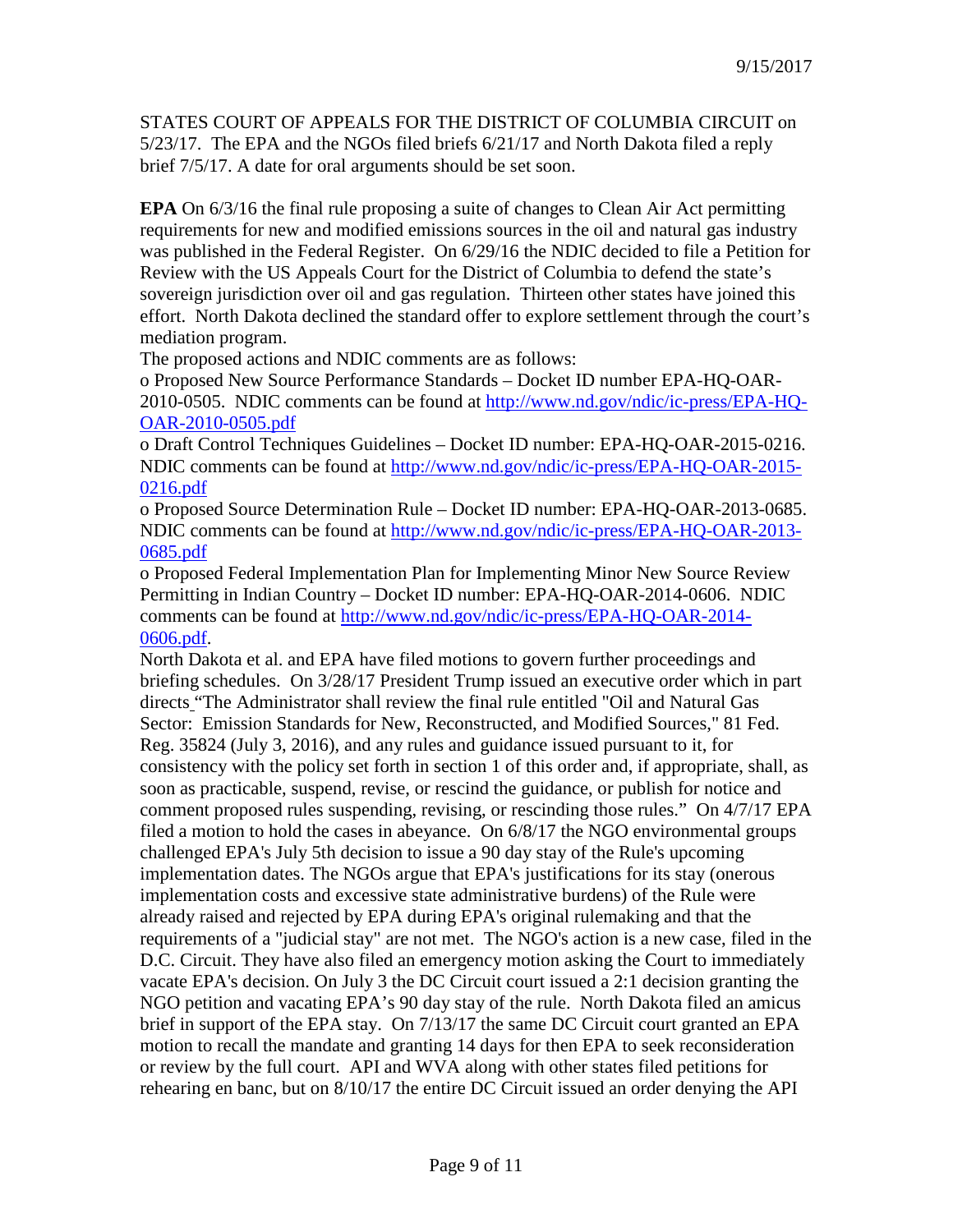STATES COURT OF APPEALS FOR THE DISTRICT OF COLUMBIA CIRCUIT on 5/23/17. The EPA and the NGOs filed briefs 6/21/17 and North Dakota filed a reply brief 7/5/17. A date for oral arguments should be set soon.

**EPA** On 6/3/16 the final rule proposing a suite of changes to Clean Air Act permitting requirements for new and modified emissions sources in the oil and natural gas industry was published in the Federal Register. On 6/29/16 the NDIC decided to file a Petition for Review with the US Appeals Court for the District of Columbia to defend the state's sovereign jurisdiction over oil and gas regulation. Thirteen other states have joined this effort. North Dakota declined the standard offer to explore settlement through the court's mediation program.

The proposed actions and NDIC comments are as follows:

o Proposed New Source Performance Standards – Docket ID number EPA-HQ-OAR-2010-0505. NDIC comments can be found at http://www.nd.gov/ndic/ic-press/EPA-HQ-OAR-2010-0505.pdf

o Draft Control Techniques Guidelines – Docket ID number: EPA-HQ-OAR-2015-0216. NDIC comments can be found at http://www.nd.gov/ndic/ic-press/EPA-HQ-OAR-2015-0216.pdf

o Proposed Source Determination Rule – Docket ID number: EPA-HQ-OAR-2013-0685. NDIC comments can be found at http://www.nd.gov/ndic/ic-press/EPA-HQ-OAR-2013-0685.pdf

o Proposed Federal Implementation Plan for Implementing Minor New Source Review Permitting in Indian Country – Docket ID number: EPA-HQ-OAR-2014-0606. NDIC comments can be found at http://www.nd.gov/ndic/ic-press/EPA-HQ-OAR-2014-0606.pdf.

North Dakota et al. and EPA have filed motions to govern further proceedings and briefing schedules. On 3/28/17 President Trump issued an executive order which in part directs "The Administrator shall review the final rule entitled "Oil and Natural Gas Sector: Emission Standards for New, Reconstructed, and Modified Sources," 81 Fed. Reg. 35824 (July 3, 2016), and any rules and guidance issued pursuant to it, for consistency with the policy set forth in section 1 of this order and, if appropriate, shall, as soon as practicable, suspend, revise, or rescind the guidance, or publish for notice and comment proposed rules suspending, revising, or rescinding those rules." On 4/7/17 EPA filed a motion to hold the cases in abeyance. On 6/8/17 the NGO environmental groups challenged EPA's July 5th decision to issue a 90 day stay of the Rule's upcoming implementation dates. The NGOs argue that EPA's justifications for its stay (onerous implementation costs and excessive state administrative burdens) of the Rule were already raised and rejected by EPA during EPA's original rulemaking and that the requirements of a "judicial stay" are not met. The NGO's action is a new case, filed in the D.C. Circuit. They have also filed an emergency motion asking the Court to immediately vacate EPA's decision. On July 3 the DC Circuit court issued a 2:1 decision granting the NGO petition and vacating EPA's 90 day stay of the rule. North Dakota filed an amicus brief in support of the EPA stay. On 7/13/17 the same DC Circuit court granted an EPA motion to recall the mandate and granting 14 days for then EPA to seek reconsideration or review by the full court. API and WVA along with other states filed petitions for rehearing en banc, but on 8/10/17 the entire DC Circuit issued an order denying the API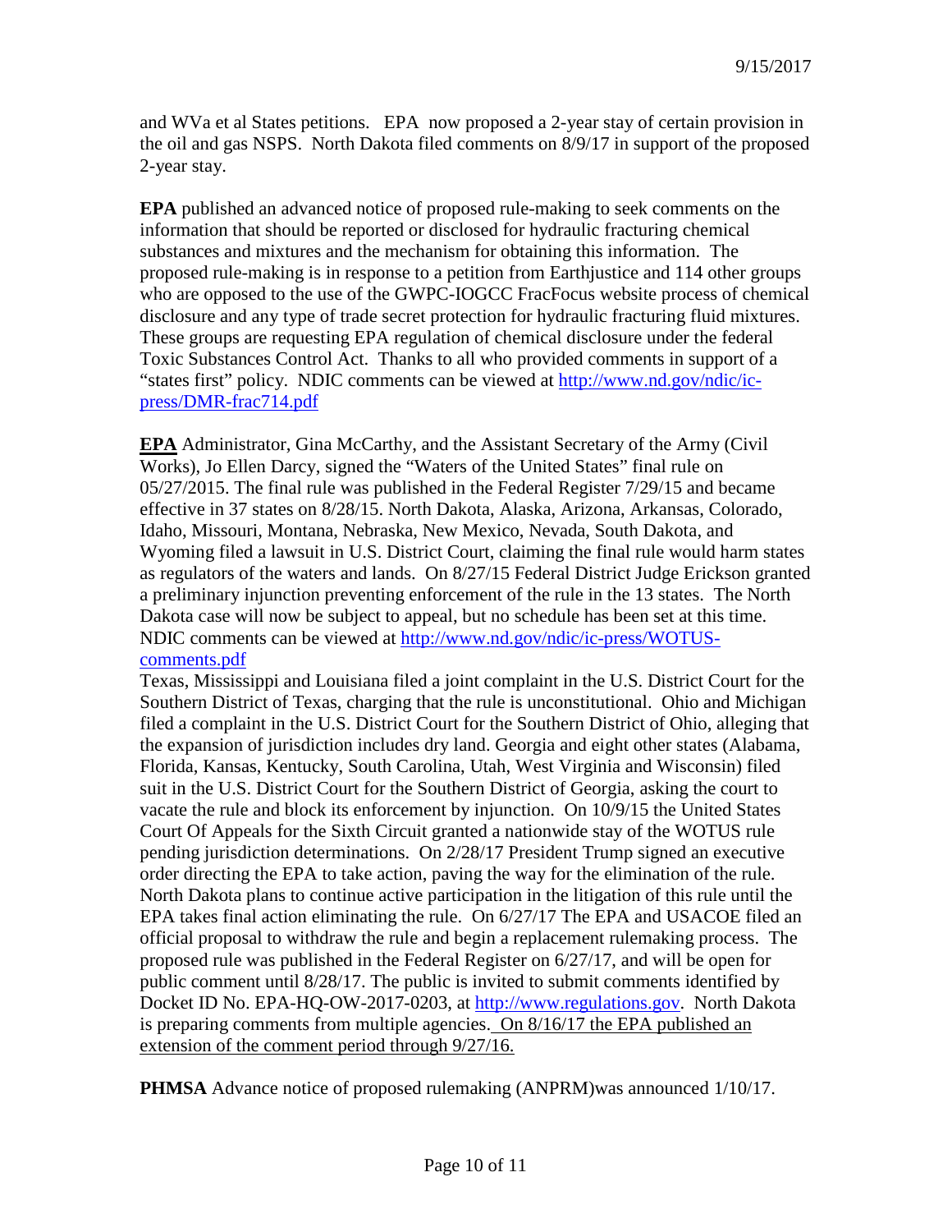and WVa et al States petitions. EPA now proposed a 2-year stay of certain provision in the oil and gas NSPS. North Dakota filed comments on 8/9/17 in support of the proposed 2-year stay.

**EPA** published an advanced notice of proposed rule-making to seek comments on the information that should be reported or disclosed for hydraulic fracturing chemical substances and mixtures and the mechanism for obtaining this information. The proposed rule-making is in response to a petition from Earthjustice and 114 other groups who are opposed to the use of the GWPC-IOGCC FracFocus website process of chemical disclosure and any type of trade secret protection for hydraulic fracturing fluid mixtures. These groups are requesting EPA regulation of chemical disclosure under the federal Toxic Substances Control Act. Thanks to all who provided comments in support of a "states first" policy. NDIC comments can be viewed at [http://www.nd.gov/ndic/ic-press/DMR-frac714.pdf](http://www.nd.gov/ndic/ic-press/DMR-frac714.pdf)

**EPA** Administrator, Gina McCarthy, and the Assistant Secretary of the Army (Civil Works), Jo Ellen Darcy, signed the "Waters of the United States" final rule on 05/27/2015. The final rule was published in the Federal Register 7/29/15 and became effective in 37 states on 8/28/15. North Dakota, Alaska, Arizona, Arkansas, Colorado, Idaho, Missouri, Montana, Nebraska, New Mexico, Nevada, South Dakota, and Wyoming filed a lawsuit in U.S. District Court, claiming the final rule would harm states as regulators of the waters and lands. On 8/27/15 Federal District Judge Erickson granted a preliminary injunction preventing enforcement of the rule in the 13 states. The North Dakota case will now be subject to appeal, but no schedule has been set at this time. NDIC comments can be viewed at [http://www.nd.gov/ndic/ic-press/WOTUS-comments.pdf](http://www.nd.gov/ndic/ic-press/WOTUS-comments.pdf)
Texas, Mississippi and Louisiana filed a joint complaint in the U.S. District Court for the Southern District of Texas, charging that the rule is unconstitutional. Ohio and Michigan filed a complaint in the U.S. District Court for the Southern District of Ohio, alleging that the expansion of jurisdiction includes dry land. Georgia and eight other states (Alabama, Florida, Kansas, Kentucky, South Carolina, Utah, West Virginia and Wisconsin) filed suit in the U.S. District Court for the Southern District of Georgia, asking the court to vacate the rule and block its enforcement by injunction. On 10/9/15 the United States Court Of Appeals for the Sixth Circuit granted a nationwide stay of the WOTUS rule pending jurisdiction determinations. On 2/28/17 President Trump signed an executive order directing the EPA to take action, paving the way for the elimination of the rule. North Dakota plans to continue active participation in the litigation of this rule until the EPA takes final action eliminating the rule. On 6/27/17 The EPA and USACOE filed an official proposal to withdraw the rule and begin a replacement rulemaking process. The proposed rule was published in the Federal Register on 6/27/17, and will be open for public comment until 8/28/17. The public is invited to submit comments identified by Docket ID No. EPA-HQ-OW-2017-0203, at [http://www.regulations.gov](http://www.regulations.gov). North Dakota is preparing comments from multiple agencies. On 8/16/17 the EPA published an extension of the comment period through 9/27/16.

**PHMSA** Advance notice of proposed rulemaking (ANPRM)was announced 1/10/17.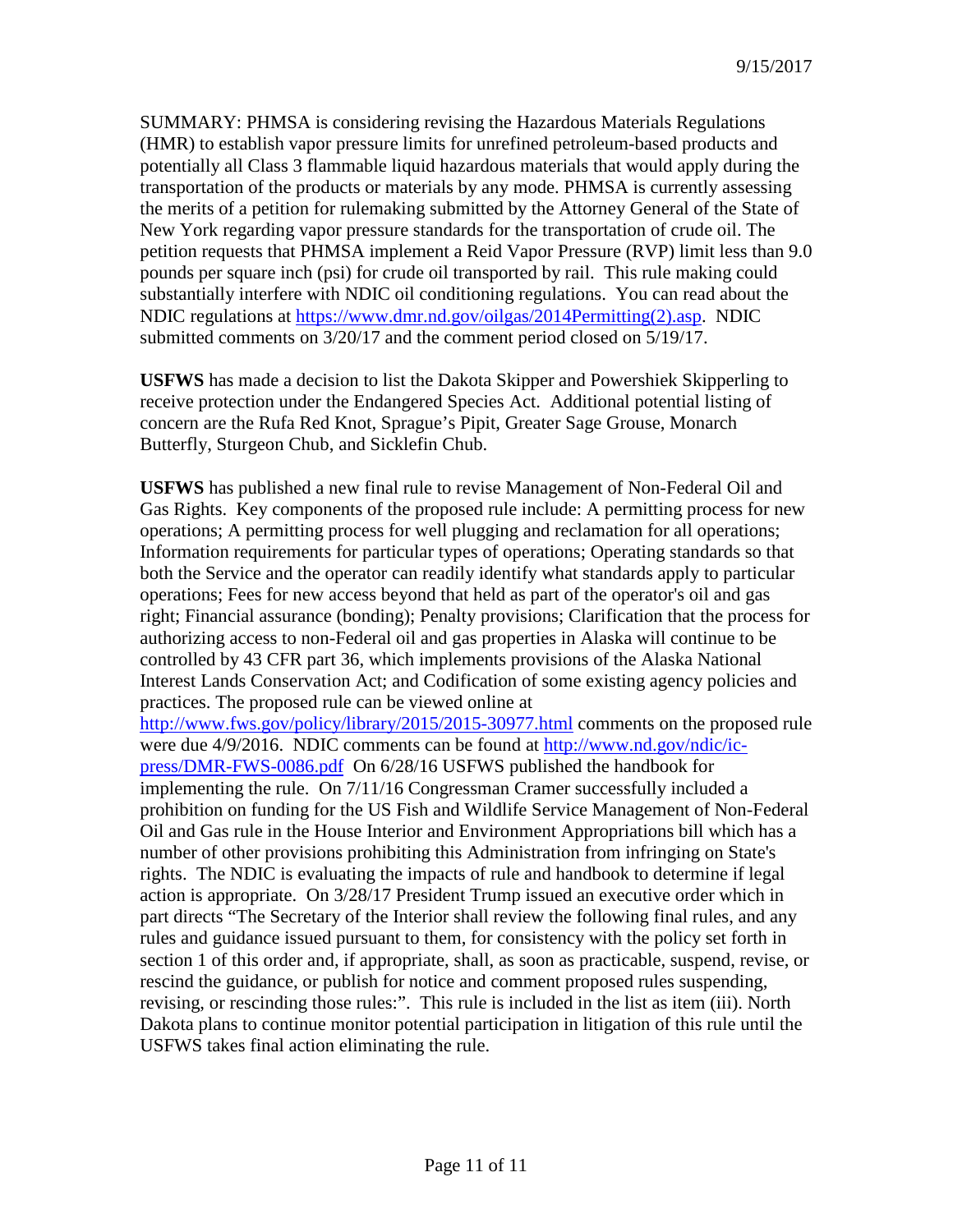SUMMARY: PHMSA is considering revising the Hazardous Materials Regulations (HMR) to establish vapor pressure limits for unrefined petroleum-based products and potentially all Class 3 flammable liquid hazardous materials that would apply during the transportation of the products or materials by any mode. PHMSA is currently assessing the merits of a petition for rulemaking submitted by the Attorney General of the State of New York regarding vapor pressure standards for the transportation of crude oil. The petition requests that PHMSA implement a Reid Vapor Pressure (RVP) limit less than 9.0 pounds per square inch (psi) for crude oil transported by rail. This rule making could substantially interfere with NDIC oil conditioning regulations. You can read about the NDIC regulations at https://www.dmr.nd.gov/oilgas/2014Permitting(2).asp. NDIC submitted comments on 3/20/17 and the comment period closed on 5/19/17.

**USFWS** has made a decision to list the Dakota Skipper and Powershiek Skipperling to receive protection under the Endangered Species Act. Additional potential listing of concern are the Rufa Red Knot, Sprague's Pipit, Greater Sage Grouse, Monarch Butterfly, Sturgeon Chub, and Sicklefin Chub.

**USFWS** has published a new final rule to revise Management of Non-Federal Oil and Gas Rights. Key components of the proposed rule include: A permitting process for new operations; A permitting process for well plugging and reclamation for all operations; Information requirements for particular types of operations; Operating standards so that both the Service and the operator can readily identify what standards apply to particular operations; Fees for new access beyond that held as part of the operator's oil and gas right; Financial assurance (bonding); Penalty provisions; Clarification that the process for authorizing access to non-Federal oil and gas properties in Alaska will continue to be controlled by 43 CFR part 36, which implements provisions of the Alaska National Interest Lands Conservation Act; and Codification of some existing agency policies and practices. The proposed rule can be viewed online at http://www.fws.gov/policy/library/2015/2015-30977.html comments on the proposed rule were due 4/9/2016. NDIC comments can be found at http://www.nd.gov/ndic/ic-press/DMR-FWS-0086.pdf On 6/28/16 USFWS published the handbook for implementing the rule. On 7/11/16 Congressman Cramer successfully included a prohibition on funding for the US Fish and Wildlife Service Management of Non-Federal Oil and Gas rule in the House Interior and Environment Appropriations bill which has a number of other provisions prohibiting this Administration from infringing on State's rights. The NDIC is evaluating the impacts of rule and handbook to determine if legal action is appropriate. On 3/28/17 President Trump issued an executive order which in part directs "The Secretary of the Interior shall review the following final rules, and any rules and guidance issued pursuant to them, for consistency with the policy set forth in section 1 of this order and, if appropriate, shall, as soon as practicable, suspend, revise, or rescind the guidance, or publish for notice and comment proposed rules suspending, revising, or rescinding those rules:". This rule is included in the list as item (iii). North Dakota plans to continue monitor potential participation in litigation of this rule until the USFWS takes final action eliminating the rule.